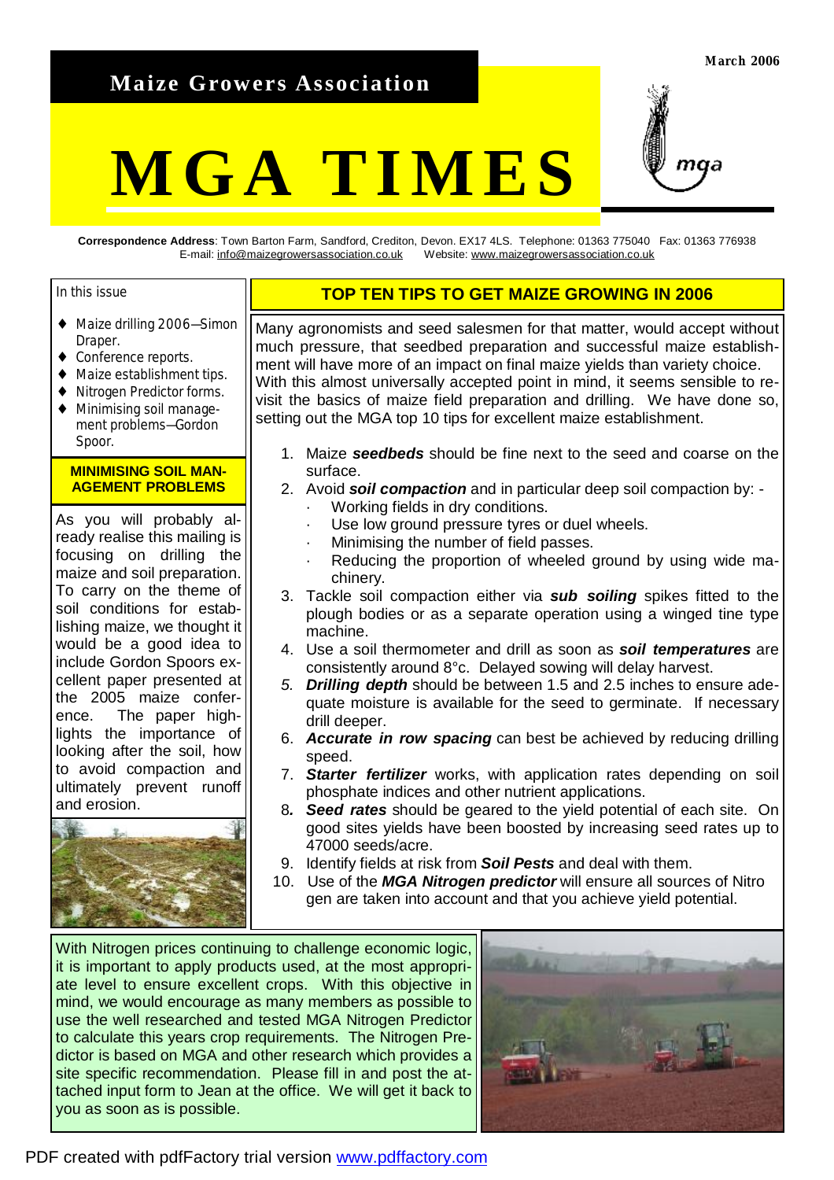March 2006

**Maize Growers Association**

# MGA TIMES

**Correspondence Address**: Town Barton Farm, Sandford, Crediton, Devon. EX17 4LS. Telephone: 01363 775040 Fax: 01363 776938
E-mail: info@maizegrowersassociation.co.uk Website: www.maizegrowersassociation.co.uk

In this issue

- Maize drilling 2006—Simon Draper.
- Conference reports.
- Maize establishment tips.
- Nitrogen Predictor forms.
- Minimising soil management problems—Gordon Spoor.

## TOP TEN TIPS TO GET MAIZE GROWING IN 2006

Many agronomists and seed salesmen for that matter, would accept without much pressure, that seedbed preparation and successful maize establishment will have more of an impact on final maize yields than variety choice. With this almost universally accepted point in mind, it seems sensible to revisit the basics of maize field preparation and drilling. We have done so, setting out the MGA top 10 tips for excellent maize establishment.

1. Maize ***seedbeds*** should be fine next to the seed and coarse on the surface.
2. Avoid ***soil compaction*** and in particular deep soil compaction by: -
   - Working fields in dry conditions.
   - Use low ground pressure tyres or duel wheels.
   - Minimising the number of field passes.
   - Reducing the proportion of wheeled ground by using wide machinery.
3. Tackle soil compaction either via ***sub soiling*** spikes fitted to the plough bodies or as a separate operation using a winged tine type machine.
4. Use a soil thermometer and drill as soon as ***soil temperatures*** are consistently around 8°c. Delayed sowing will delay harvest.
5. ***Drilling depth*** should be between 1.5 and 2.5 inches to ensure adequate moisture is available for the seed to germinate. If necessary drill deeper.
6. ***Accurate in row spacing*** can best be achieved by reducing drilling speed.
7. ***Starter fertilizer*** works, with application rates depending on soil phosphate indices and other nutrient applications.
8. ***Seed rates*** should be geared to the yield potential of each site. On good sites yields have been boosted by increasing seed rates up to 47000 seeds/acre.
9. Identify fields at risk from ***Soil Pests*** and deal with them.
10. Use of the ***MGA Nitrogen predictor*** will ensure all sources of Nitrogen are taken into account and that you achieve yield potential.

## MINIMISING SOIL MANAGEMENT PROBLEMS

As you will probably already realise this mailing is focusing on drilling the maize and soil preparation. To carry on the theme of soil conditions for establishing maize, we thought it would be a good idea to include Gordon Spoors excellent paper presented at the 2005 maize conference. The paper highlights the importance of looking after the soil, how to avoid compaction and ultimately prevent runoff and erosion.

With Nitrogen prices continuing to challenge economic logic, it is important to apply products used, at the most appropriate level to ensure excellent crops. With this objective in mind, we would encourage as many members as possible to use the well researched and tested MGA Nitrogen Predictor to calculate this years crop requirements. The Nitrogen Predictor is based on MGA and other research which provides a site specific recommendation. Please fill in and post the attached input form to Jean at the office. We will get it back to you as soon as is possible.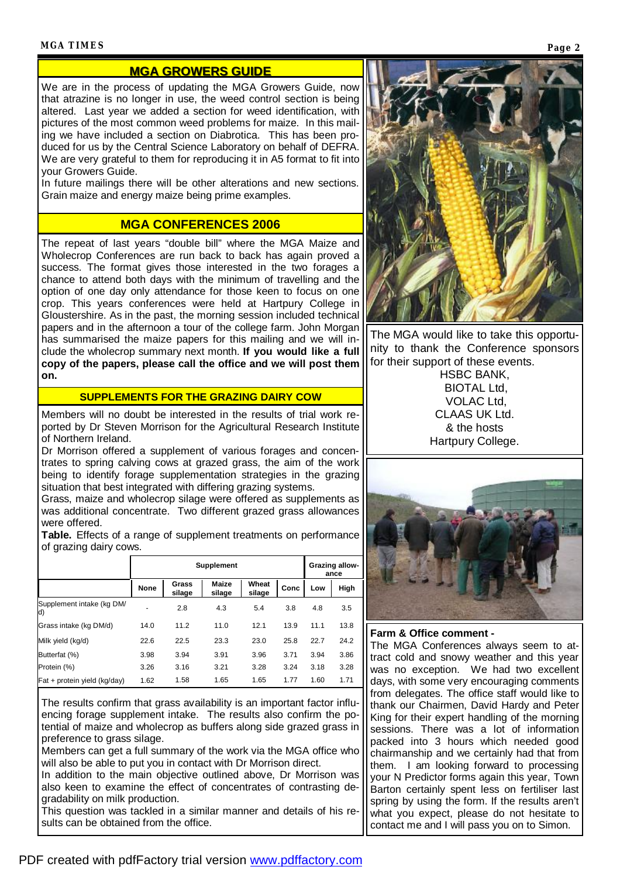## MGA GROWERS GUIDE

We are in the process of updating the MGA Growers Guide, now that atrazine is no longer in use, the weed control section is being altered. Last year we added a section for weed identification, with pictures of the most common weed problems for maize. In this mailing we have included a section on Diabrotica. This has been produced for us by the Central Science Laboratory on behalf of DEFRA. We are very grateful to them for reproducing it in A5 format to fit into your Growers Guide.

In future mailings there will be other alterations and new sections. Grain maize and energy maize being prime examples.

## MGA CONFERENCES 2006

The repeat of last years "double bill" where the MGA Maize and Wholecrop Conferences are run back to back has again proved a success. The format gives those interested in the two forages a chance to attend both days with the minimum of travelling and the option of one day only attendance for those keen to focus on one crop. This years conferences were held at Hartpury College in Gloustershire. As in the past, the morning session included technical papers and in the afternoon a tour of the college farm. John Morgan has summarised the maize papers for this mailing and we will include the wholecrop summary next month. **If you would like a full copy of the papers, please call the office and we will post them on.**

### SUPPLEMENTS FOR THE GRAZING DAIRY COW

Members will no doubt be interested in the results of trial work reported by Dr Steven Morrison for the Agricultural Research Institute of Northern Ireland.

Dr Morrison offered a supplement of various forages and concentrates to spring calving cows at grazed grass, the aim of the work being to identify forage supplementation strategies in the grazing situation that best integrated with differing grazing systems.

Grass, maize and wholecrop silage were offered as supplements as was additional concentrate. Two different grazed grass allowances were offered.

**Table.** Effects of a range of supplement treatments on performance of grazing dairy cows.

| | Supplement | | | | | Grazing allowance | |
|---|---|---|---|---|---|---|---|
| | None | Grass silage | Maize silage | Wheat silage | Conc | Low | High |
| Supplement intake (kg DM/d) | - | 2.8 | 4.3 | 5.4 | 3.8 | 4.8 | 3.5 |
| Grass intake (kg DM/d) | 14.0 | 11.2 | 11.0 | 12.1 | 13.9 | 11.1 | 13.8 |
| Milk yield (kg/d) | 22.6 | 22.5 | 23.3 | 23.0 | 25.8 | 22.7 | 24.2 |
| Butterfat (%) | 3.98 | 3.94 | 3.91 | 3.96 | 3.71 | 3.94 | 3.86 |
| Protein (%) | 3.26 | 3.16 | 3.21 | 3.28 | 3.24 | 3.18 | 3.28 |
| Fat + protein yield (kg/day) | 1.62 | 1.58 | 1.65 | 1.65 | 1.77 | 1.60 | 1.71 |

The results confirm that grass availability is an important factor influencing forage supplement intake. The results also confirm the potential of maize and wholecrop as buffers along side grazed grass in preference to grass silage.

Members can get a full summary of the work via the MGA office who will also be able to put you in contact with Dr Morrison direct.

In addition to the main objective outlined above, Dr Morrison was also keen to examine the effect of concentrates of contrasting degradability on milk production.

This question was tackled in a similar manner and details of his results can be obtained from the office.

The MGA would like to take this opportunity to thank the Conference sponsors for their support of these events.

HSBC BANK,
BIOTAL Ltd,
VOLAC Ltd,
CLAAS UK Ltd.
& the hosts
Hartpury College.

**Farm & Office comment -**

The MGA Conferences always seem to attract cold and snowy weather and this year was no exception. We had two excellent days, with some very encouraging comments from delegates. The office staff would like to thank our Chairmen, David Hardy and Peter King for their expert handling of the morning sessions. There was a lot of information packed into 3 hours which needed good chairmanship and we certainly had that from them. I am looking forward to processing your N Predictor forms again this year, Town Barton certainly spent less on fertiliser last spring by using the form. If the results aren't what you expect, please do not hesitate to contact me and I will pass you on to Simon.